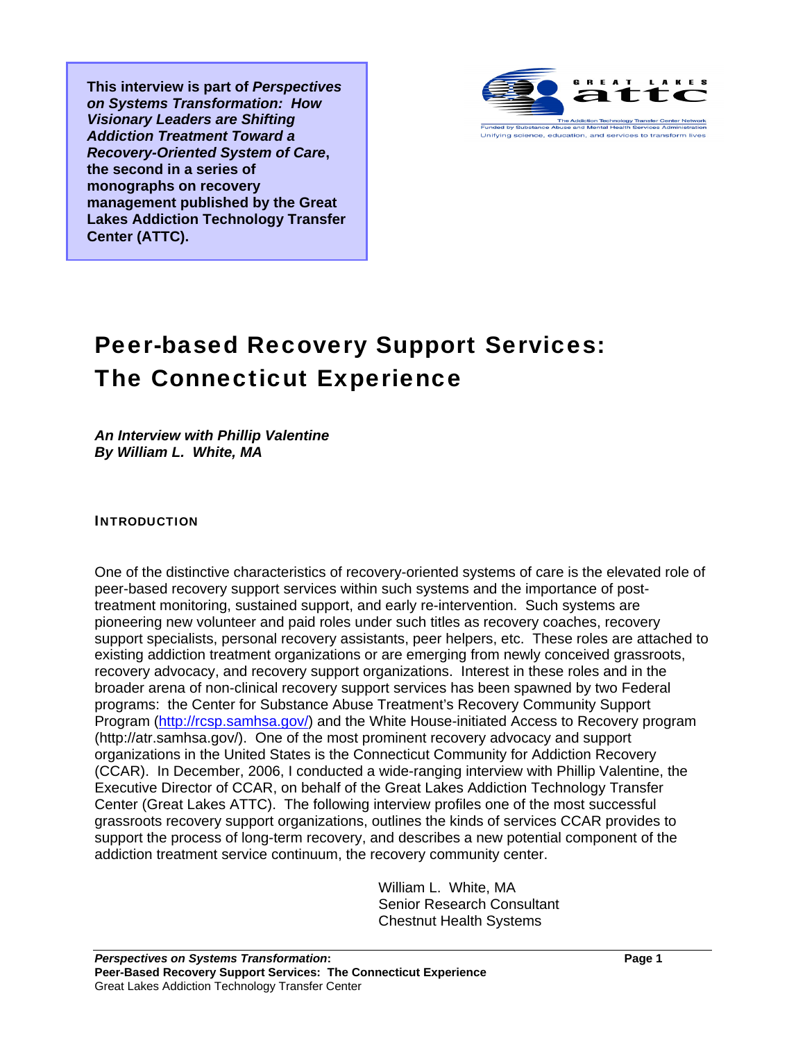**This interview is part of *Perspectives on Systems Transformation: How Visionary Leaders are Shifting Addiction Treatment Toward a Recovery-Oriented System of Care*, the second in a series of monographs on recovery management published by the Great Lakes Addiction Technology Transfer Center (ATTC).**

# Peer-based Recovery Support Services: The Connecticut Experience

***An Interview with Phillip Valentine***
***By William L. White, MA***

## INTRODUCTION

One of the distinctive characteristics of recovery-oriented systems of care is the elevated role of peer-based recovery support services within such systems and the importance of post-treatment monitoring, sustained support, and early re-intervention. Such systems are pioneering new volunteer and paid roles under such titles as recovery coaches, recovery support specialists, personal recovery assistants, peer helpers, etc. These roles are attached to existing addiction treatment organizations or are emerging from newly conceived grassroots, recovery advocacy, and recovery support organizations. Interest in these roles and in the broader arena of non-clinical recovery support services has been spawned by two Federal programs: the Center for Substance Abuse Treatment's Recovery Community Support Program (http://rcsp.samhsa.gov/) and the White House-initiated Access to Recovery program (http://atr.samhsa.gov/). One of the most prominent recovery advocacy and support organizations in the United States is the Connecticut Community for Addiction Recovery (CCAR). In December, 2006, I conducted a wide-ranging interview with Phillip Valentine, the Executive Director of CCAR, on behalf of the Great Lakes Addiction Technology Transfer Center (Great Lakes ATTC). The following interview profiles one of the most successful grassroots recovery support organizations, outlines the kinds of services CCAR provides to support the process of long-term recovery, and describes a new potential component of the addiction treatment service continuum, the recovery community center.

William L. White, MA
Senior Research Consultant
Chestnut Health Systems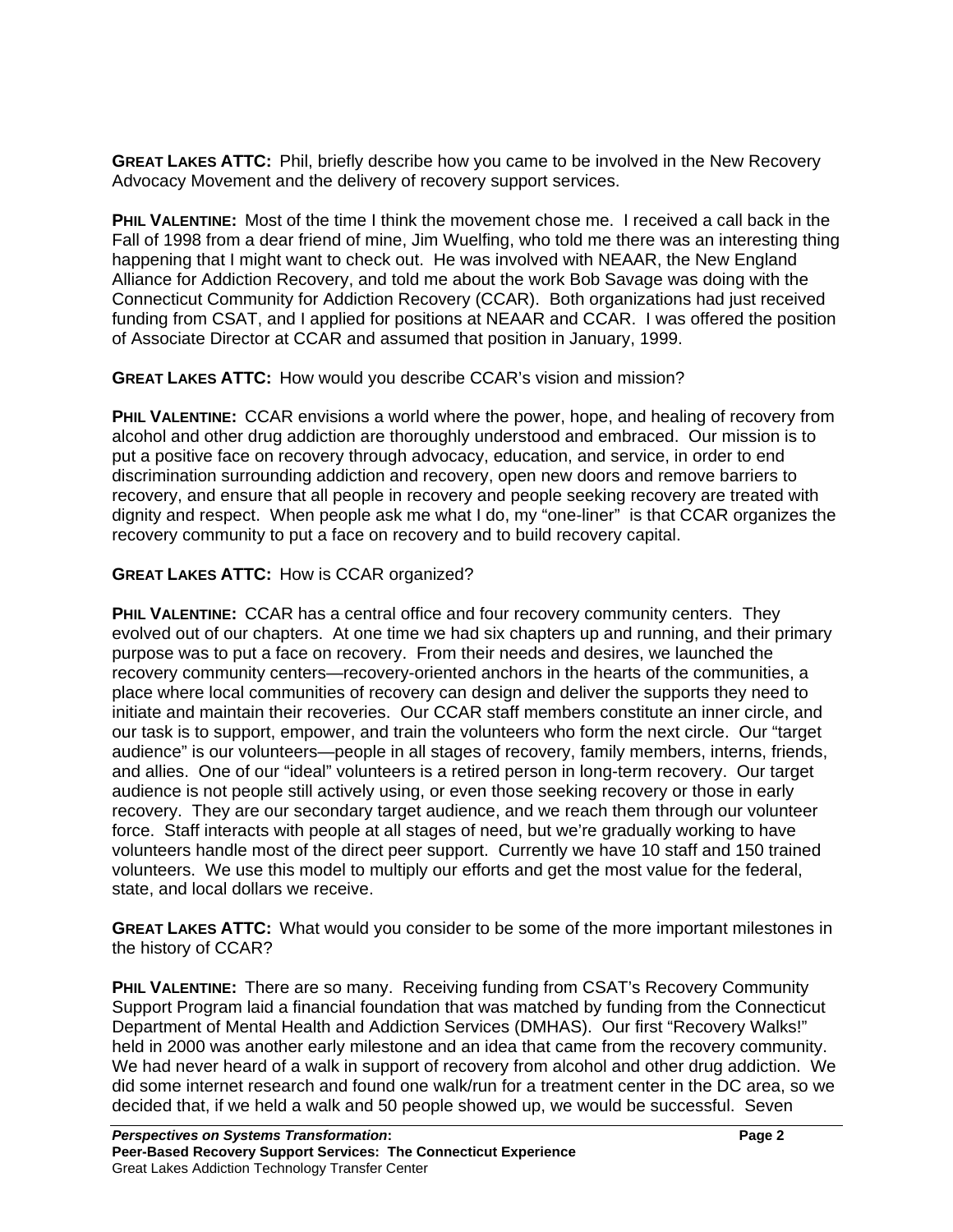**GREAT LAKES ATTC:** Phil, briefly describe how you came to be involved in the New Recovery Advocacy Movement and the delivery of recovery support services.

**PHIL VALENTINE:** Most of the time I think the movement chose me. I received a call back in the Fall of 1998 from a dear friend of mine, Jim Wuelfing, who told me there was an interesting thing happening that I might want to check out. He was involved with NEAAR, the New England Alliance for Addiction Recovery, and told me about the work Bob Savage was doing with the Connecticut Community for Addiction Recovery (CCAR). Both organizations had just received funding from CSAT, and I applied for positions at NEAAR and CCAR. I was offered the position of Associate Director at CCAR and assumed that position in January, 1999.

**GREAT LAKES ATTC:** How would you describe CCAR's vision and mission?

**PHIL VALENTINE:** CCAR envisions a world where the power, hope, and healing of recovery from alcohol and other drug addiction are thoroughly understood and embraced. Our mission is to put a positive face on recovery through advocacy, education, and service, in order to end discrimination surrounding addiction and recovery, open new doors and remove barriers to recovery, and ensure that all people in recovery and people seeking recovery are treated with dignity and respect. When people ask me what I do, my "one-liner" is that CCAR organizes the recovery community to put a face on recovery and to build recovery capital.

**GREAT LAKES ATTC:** How is CCAR organized?

**PHIL VALENTINE:** CCAR has a central office and four recovery community centers. They evolved out of our chapters. At one time we had six chapters up and running, and their primary purpose was to put a face on recovery. From their needs and desires, we launched the recovery community centers—recovery-oriented anchors in the hearts of the communities, a place where local communities of recovery can design and deliver the supports they need to initiate and maintain their recoveries. Our CCAR staff members constitute an inner circle, and our task is to support, empower, and train the volunteers who form the next circle. Our "target audience" is our volunteers—people in all stages of recovery, family members, interns, friends, and allies. One of our "ideal" volunteers is a retired person in long-term recovery. Our target audience is not people still actively using, or even those seeking recovery or those in early recovery. They are our secondary target audience, and we reach them through our volunteer force. Staff interacts with people at all stages of need, but we're gradually working to have volunteers handle most of the direct peer support. Currently we have 10 staff and 150 trained volunteers. We use this model to multiply our efforts and get the most value for the federal, state, and local dollars we receive.

**GREAT LAKES ATTC:** What would you consider to be some of the more important milestones in the history of CCAR?

**PHIL VALENTINE:** There are so many. Receiving funding from CSAT's Recovery Community Support Program laid a financial foundation that was matched by funding from the Connecticut Department of Mental Health and Addiction Services (DMHAS). Our first "Recovery Walks!" held in 2000 was another early milestone and an idea that came from the recovery community. We had never heard of a walk in support of recovery from alcohol and other drug addiction. We did some internet research and found one walk/run for a treatment center in the DC area, so we decided that, if we held a walk and 50 people showed up, we would be successful. Seven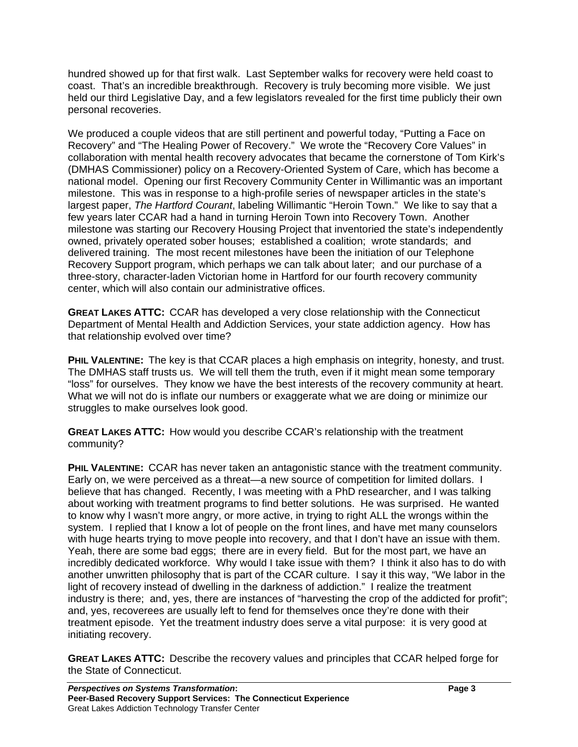hundred showed up for that first walk. Last September walks for recovery were held coast to coast. That's an incredible breakthrough. Recovery is truly becoming more visible. We just held our third Legislative Day, and a few legislators revealed for the first time publicly their own personal recoveries.

We produced a couple videos that are still pertinent and powerful today, "Putting a Face on Recovery" and "The Healing Power of Recovery." We wrote the "Recovery Core Values" in collaboration with mental health recovery advocates that became the cornerstone of Tom Kirk's (DMHAS Commissioner) policy on a Recovery-Oriented System of Care, which has become a national model. Opening our first Recovery Community Center in Willimantic was an important milestone. This was in response to a high-profile series of newspaper articles in the state's largest paper, *The Hartford Courant*, labeling Willimantic "Heroin Town." We like to say that a few years later CCAR had a hand in turning Heroin Town into Recovery Town. Another milestone was starting our Recovery Housing Project that inventoried the state's independently owned, privately operated sober houses; established a coalition; wrote standards; and delivered training. The most recent milestones have been the initiation of our Telephone Recovery Support program, which perhaps we can talk about later; and our purchase of a three-story, character-laden Victorian home in Hartford for our fourth recovery community center, which will also contain our administrative offices.

**GREAT LAKES ATTC:** CCAR has developed a very close relationship with the Connecticut Department of Mental Health and Addiction Services, your state addiction agency. How has that relationship evolved over time?

**PHIL VALENTINE:** The key is that CCAR places a high emphasis on integrity, honesty, and trust. The DMHAS staff trusts us. We will tell them the truth, even if it might mean some temporary "loss" for ourselves. They know we have the best interests of the recovery community at heart. What we will not do is inflate our numbers or exaggerate what we are doing or minimize our struggles to make ourselves look good.

**GREAT LAKES ATTC:** How would you describe CCAR's relationship with the treatment community?

**PHIL VALENTINE:** CCAR has never taken an antagonistic stance with the treatment community. Early on, we were perceived as a threat—a new source of competition for limited dollars. I believe that has changed. Recently, I was meeting with a PhD researcher, and I was talking about working with treatment programs to find better solutions. He was surprised. He wanted to know why I wasn't more angry, or more active, in trying to right ALL the wrongs within the system. I replied that I know a lot of people on the front lines, and have met many counselors with huge hearts trying to move people into recovery, and that I don't have an issue with them. Yeah, there are some bad eggs; there are in every field. But for the most part, we have an incredibly dedicated workforce. Why would I take issue with them? I think it also has to do with another unwritten philosophy that is part of the CCAR culture. I say it this way, "We labor in the light of recovery instead of dwelling in the darkness of addiction." I realize the treatment industry is there; and, yes, there are instances of "harvesting the crop of the addicted for profit"; and, yes, recoverees are usually left to fend for themselves once they're done with their treatment episode. Yet the treatment industry does serve a vital purpose: it is very good at initiating recovery.

**GREAT LAKES ATTC:** Describe the recovery values and principles that CCAR helped forge for the State of Connecticut.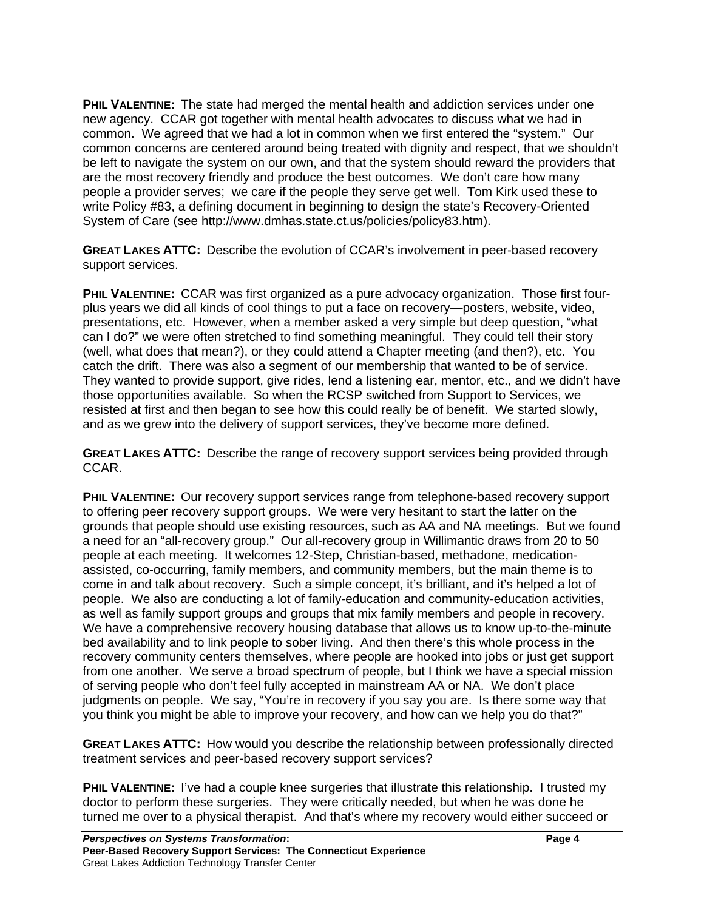**PHIL VALENTINE:** The state had merged the mental health and addiction services under one new agency. CCAR got together with mental health advocates to discuss what we had in common. We agreed that we had a lot in common when we first entered the "system." Our common concerns are centered around being treated with dignity and respect, that we shouldn't be left to navigate the system on our own, and that the system should reward the providers that are the most recovery friendly and produce the best outcomes. We don't care how many people a provider serves; we care if the people they serve get well. Tom Kirk used these to write Policy #83, a defining document in beginning to design the state's Recovery-Oriented System of Care (see http://www.dmhas.state.ct.us/policies/policy83.htm).

**GREAT LAKES ATTC:** Describe the evolution of CCAR's involvement in peer-based recovery support services.

**PHIL VALENTINE:** CCAR was first organized as a pure advocacy organization. Those first four-plus years we did all kinds of cool things to put a face on recovery—posters, website, video, presentations, etc. However, when a member asked a very simple but deep question, "what can I do?" we were often stretched to find something meaningful. They could tell their story (well, what does that mean?), or they could attend a Chapter meeting (and then?), etc. You catch the drift. There was also a segment of our membership that wanted to be of service. They wanted to provide support, give rides, lend a listening ear, mentor, etc., and we didn't have those opportunities available. So when the RCSP switched from Support to Services, we resisted at first and then began to see how this could really be of benefit. We started slowly, and as we grew into the delivery of support services, they've become more defined.

**GREAT LAKES ATTC:** Describe the range of recovery support services being provided through CCAR.

**PHIL VALENTINE:** Our recovery support services range from telephone-based recovery support to offering peer recovery support groups. We were very hesitant to start the latter on the grounds that people should use existing resources, such as AA and NA meetings. But we found a need for an "all-recovery group." Our all-recovery group in Willimantic draws from 20 to 50 people at each meeting. It welcomes 12-Step, Christian-based, methadone, medication-assisted, co-occurring, family members, and community members, but the main theme is to come in and talk about recovery. Such a simple concept, it's brilliant, and it's helped a lot of people. We also are conducting a lot of family-education and community-education activities, as well as family support groups and groups that mix family members and people in recovery. We have a comprehensive recovery housing database that allows us to know up-to-the-minute bed availability and to link people to sober living. And then there's this whole process in the recovery community centers themselves, where people are hooked into jobs or just get support from one another. We serve a broad spectrum of people, but I think we have a special mission of serving people who don't feel fully accepted in mainstream AA or NA. We don't place judgments on people. We say, "You're in recovery if you say you are. Is there some way that you think you might be able to improve your recovery, and how can we help you do that?"

**GREAT LAKES ATTC:** How would you describe the relationship between professionally directed treatment services and peer-based recovery support services?

**PHIL VALENTINE:** I've had a couple knee surgeries that illustrate this relationship. I trusted my doctor to perform these surgeries. They were critically needed, but when he was done he turned me over to a physical therapist. And that's where my recovery would either succeed or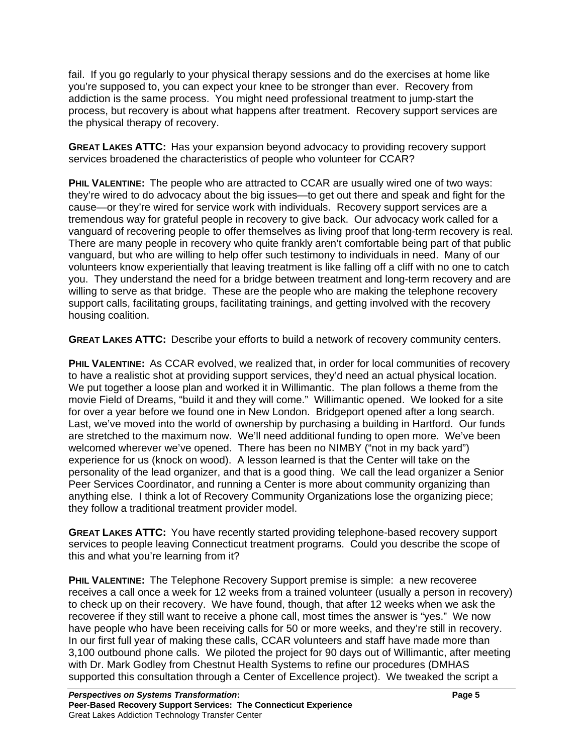fail. If you go regularly to your physical therapy sessions and do the exercises at home like you're supposed to, you can expect your knee to be stronger than ever. Recovery from addiction is the same process. You might need professional treatment to jump-start the process, but recovery is about what happens after treatment. Recovery support services are the physical therapy of recovery.

**GREAT LAKES ATTC:** Has your expansion beyond advocacy to providing recovery support services broadened the characteristics of people who volunteer for CCAR?

**PHIL VALENTINE:** The people who are attracted to CCAR are usually wired one of two ways: they're wired to do advocacy about the big issues—to get out there and speak and fight for the cause—or they're wired for service work with individuals. Recovery support services are a tremendous way for grateful people in recovery to give back. Our advocacy work called for a vanguard of recovering people to offer themselves as living proof that long-term recovery is real. There are many people in recovery who quite frankly aren't comfortable being part of that public vanguard, but who are willing to help offer such testimony to individuals in need. Many of our volunteers know experientially that leaving treatment is like falling off a cliff with no one to catch you. They understand the need for a bridge between treatment and long-term recovery and are willing to serve as that bridge. These are the people who are making the telephone recovery support calls, facilitating groups, facilitating trainings, and getting involved with the recovery housing coalition.

**GREAT LAKES ATTC:** Describe your efforts to build a network of recovery community centers.

**PHIL VALENTINE:** As CCAR evolved, we realized that, in order for local communities of recovery to have a realistic shot at providing support services, they'd need an actual physical location. We put together a loose plan and worked it in Willimantic. The plan follows a theme from the movie Field of Dreams, "build it and they will come." Willimantic opened. We looked for a site for over a year before we found one in New London. Bridgeport opened after a long search. Last, we've moved into the world of ownership by purchasing a building in Hartford. Our funds are stretched to the maximum now. We'll need additional funding to open more. We've been welcomed wherever we've opened. There has been no NIMBY ("not in my back yard") experience for us (knock on wood). A lesson learned is that the Center will take on the personality of the lead organizer, and that is a good thing. We call the lead organizer a Senior Peer Services Coordinator, and running a Center is more about community organizing than anything else. I think a lot of Recovery Community Organizations lose the organizing piece; they follow a traditional treatment provider model.

**GREAT LAKES ATTC:** You have recently started providing telephone-based recovery support services to people leaving Connecticut treatment programs. Could you describe the scope of this and what you're learning from it?

**PHIL VALENTINE:** The Telephone Recovery Support premise is simple: a new recoveree receives a call once a week for 12 weeks from a trained volunteer (usually a person in recovery) to check up on their recovery. We have found, though, that after 12 weeks when we ask the recoveree if they still want to receive a phone call, most times the answer is "yes." We now have people who have been receiving calls for 50 or more weeks, and they're still in recovery. In our first full year of making these calls, CCAR volunteers and staff have made more than 3,100 outbound phone calls. We piloted the project for 90 days out of Willimantic, after meeting with Dr. Mark Godley from Chestnut Health Systems to refine our procedures (DMHAS supported this consultation through a Center of Excellence project). We tweaked the script a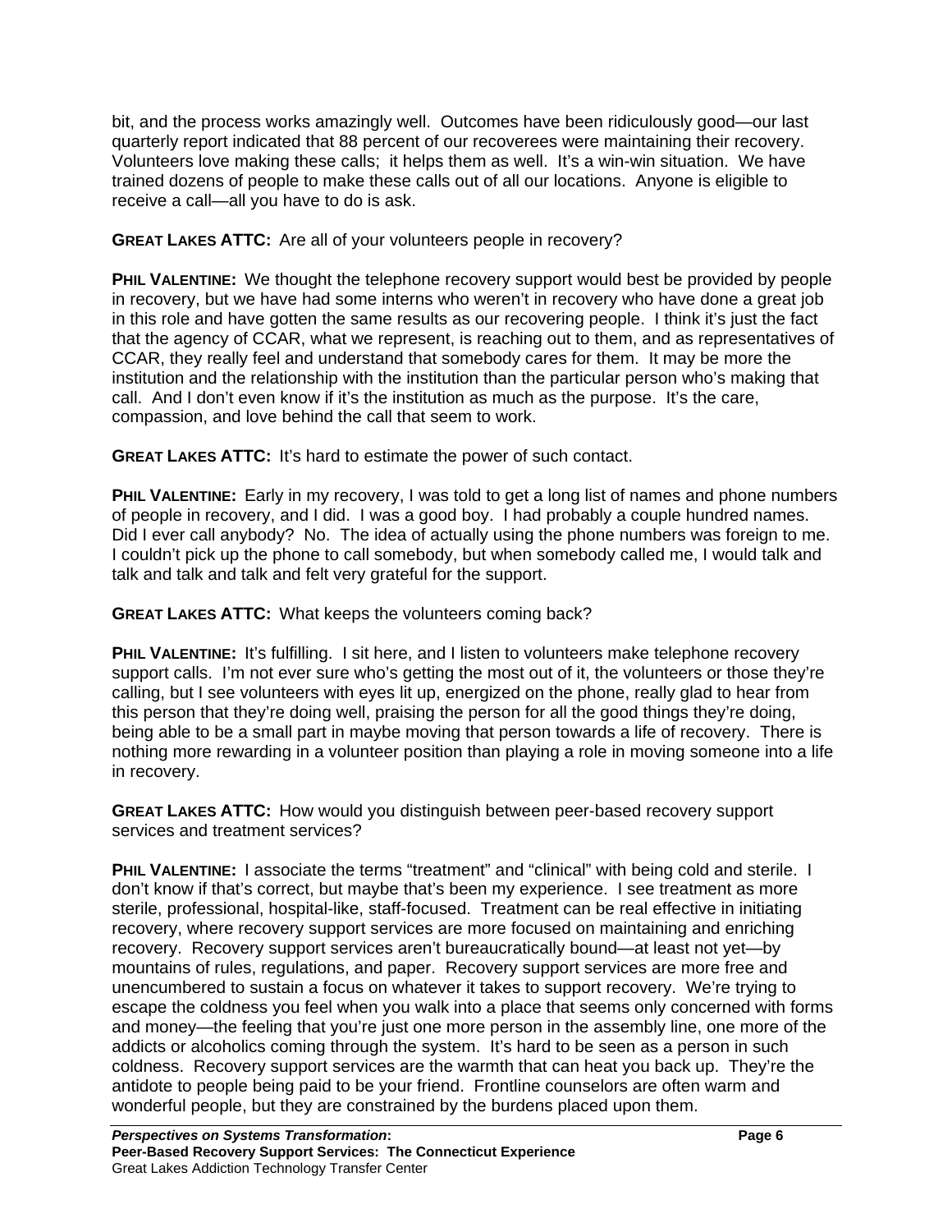bit, and the process works amazingly well. Outcomes have been ridiculously good—our last quarterly report indicated that 88 percent of our recoverees were maintaining their recovery. Volunteers love making these calls; it helps them as well. It's a win-win situation. We have trained dozens of people to make these calls out of all our locations. Anyone is eligible to receive a call—all you have to do is ask.

**GREAT LAKES ATTC:** Are all of your volunteers people in recovery?

**PHIL VALENTINE:** We thought the telephone recovery support would best be provided by people in recovery, but we have had some interns who weren't in recovery who have done a great job in this role and have gotten the same results as our recovering people. I think it's just the fact that the agency of CCAR, what we represent, is reaching out to them, and as representatives of CCAR, they really feel and understand that somebody cares for them. It may be more the institution and the relationship with the institution than the particular person who's making that call. And I don't even know if it's the institution as much as the purpose. It's the care, compassion, and love behind the call that seem to work.

**GREAT LAKES ATTC:** It's hard to estimate the power of such contact.

**PHIL VALENTINE:** Early in my recovery, I was told to get a long list of names and phone numbers of people in recovery, and I did. I was a good boy. I had probably a couple hundred names. Did I ever call anybody? No. The idea of actually using the phone numbers was foreign to me. I couldn't pick up the phone to call somebody, but when somebody called me, I would talk and talk and talk and talk and felt very grateful for the support.

**GREAT LAKES ATTC:** What keeps the volunteers coming back?

**PHIL VALENTINE:** It's fulfilling. I sit here, and I listen to volunteers make telephone recovery support calls. I'm not ever sure who's getting the most out of it, the volunteers or those they're calling, but I see volunteers with eyes lit up, energized on the phone, really glad to hear from this person that they're doing well, praising the person for all the good things they're doing, being able to be a small part in maybe moving that person towards a life of recovery. There is nothing more rewarding in a volunteer position than playing a role in moving someone into a life in recovery.

**GREAT LAKES ATTC:** How would you distinguish between peer-based recovery support services and treatment services?

**PHIL VALENTINE:** I associate the terms "treatment" and "clinical" with being cold and sterile. I don't know if that's correct, but maybe that's been my experience. I see treatment as more sterile, professional, hospital-like, staff-focused. Treatment can be real effective in initiating recovery, where recovery support services are more focused on maintaining and enriching recovery. Recovery support services aren't bureaucratically bound—at least not yet—by mountains of rules, regulations, and paper. Recovery support services are more free and unencumbered to sustain a focus on whatever it takes to support recovery. We're trying to escape the coldness you feel when you walk into a place that seems only concerned with forms and money—the feeling that you're just one more person in the assembly line, one more of the addicts or alcoholics coming through the system. It's hard to be seen as a person in such coldness. Recovery support services are the warmth that can heat you back up. They're the antidote to people being paid to be your friend. Frontline counselors are often warm and wonderful people, but they are constrained by the burdens placed upon them.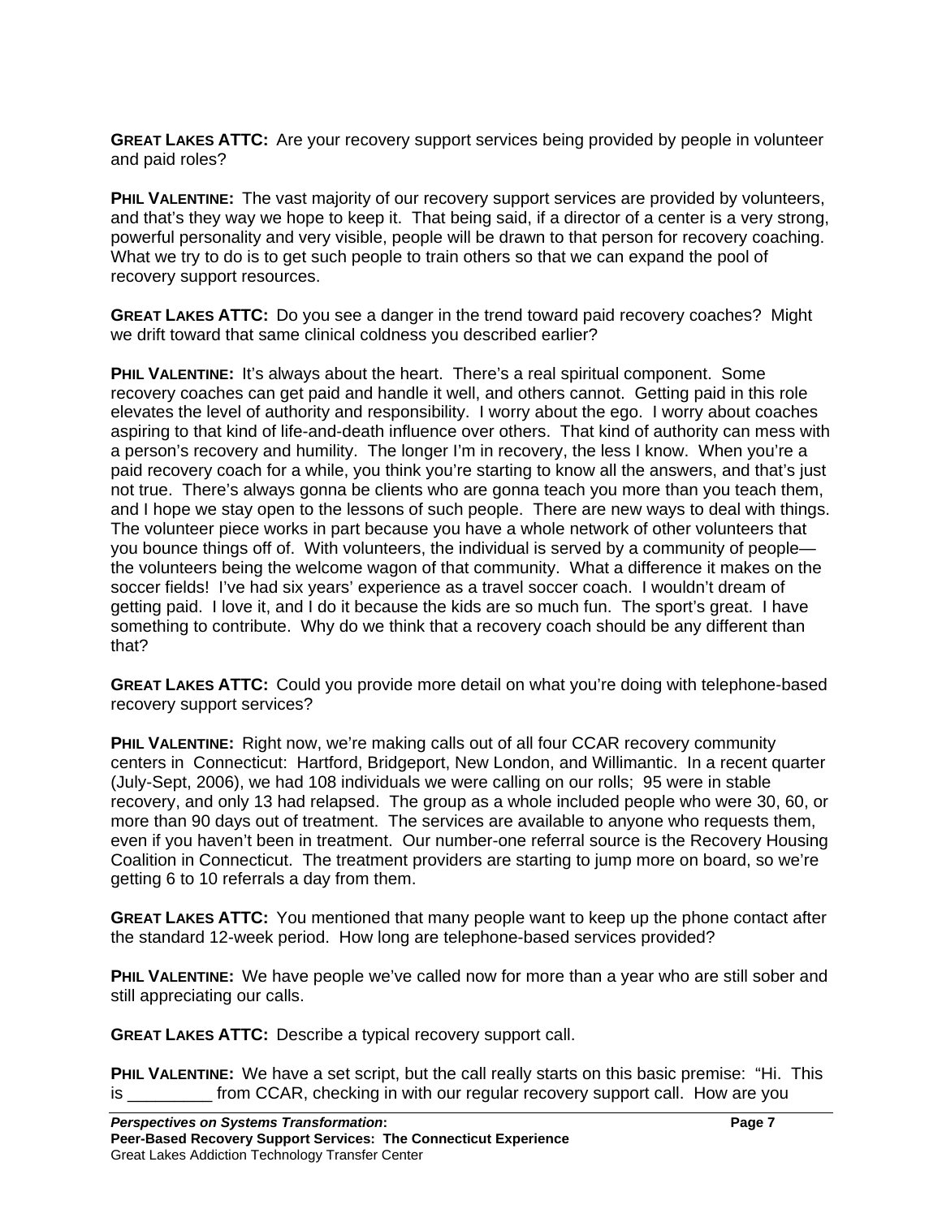**GREAT LAKES ATTC:** Are your recovery support services being provided by people in volunteer and paid roles?

**PHIL VALENTINE:** The vast majority of our recovery support services are provided by volunteers, and that's they way we hope to keep it. That being said, if a director of a center is a very strong, powerful personality and very visible, people will be drawn to that person for recovery coaching. What we try to do is to get such people to train others so that we can expand the pool of recovery support resources.

**GREAT LAKES ATTC:** Do you see a danger in the trend toward paid recovery coaches? Might we drift toward that same clinical coldness you described earlier?

**PHIL VALENTINE:** It's always about the heart. There's a real spiritual component. Some recovery coaches can get paid and handle it well, and others cannot. Getting paid in this role elevates the level of authority and responsibility. I worry about the ego. I worry about coaches aspiring to that kind of life-and-death influence over others. That kind of authority can mess with a person's recovery and humility. The longer I'm in recovery, the less I know. When you're a paid recovery coach for a while, you think you're starting to know all the answers, and that's just not true. There's always gonna be clients who are gonna teach you more than you teach them, and I hope we stay open to the lessons of such people. There are new ways to deal with things. The volunteer piece works in part because you have a whole network of other volunteers that you bounce things off of. With volunteers, the individual is served by a community of people—the volunteers being the welcome wagon of that community. What a difference it makes on the soccer fields! I've had six years' experience as a travel soccer coach. I wouldn't dream of getting paid. I love it, and I do it because the kids are so much fun. The sport's great. I have something to contribute. Why do we think that a recovery coach should be any different than that?

**GREAT LAKES ATTC:** Could you provide more detail on what you're doing with telephone-based recovery support services?

**PHIL VALENTINE:** Right now, we're making calls out of all four CCAR recovery community centers in Connecticut: Hartford, Bridgeport, New London, and Willimantic. In a recent quarter (July-Sept, 2006), we had 108 individuals we were calling on our rolls; 95 were in stable recovery, and only 13 had relapsed. The group as a whole included people who were 30, 60, or more than 90 days out of treatment. The services are available to anyone who requests them, even if you haven't been in treatment. Our number-one referral source is the Recovery Housing Coalition in Connecticut. The treatment providers are starting to jump more on board, so we're getting 6 to 10 referrals a day from them.

**GREAT LAKES ATTC:** You mentioned that many people want to keep up the phone contact after the standard 12-week period. How long are telephone-based services provided?

**PHIL VALENTINE:** We have people we've called now for more than a year who are still sober and still appreciating our calls.

**GREAT LAKES ATTC:** Describe a typical recovery support call.

**PHIL VALENTINE:** We have a set script, but the call really starts on this basic premise: "Hi. This is _________ from CCAR, checking in with our regular recovery support call. How are you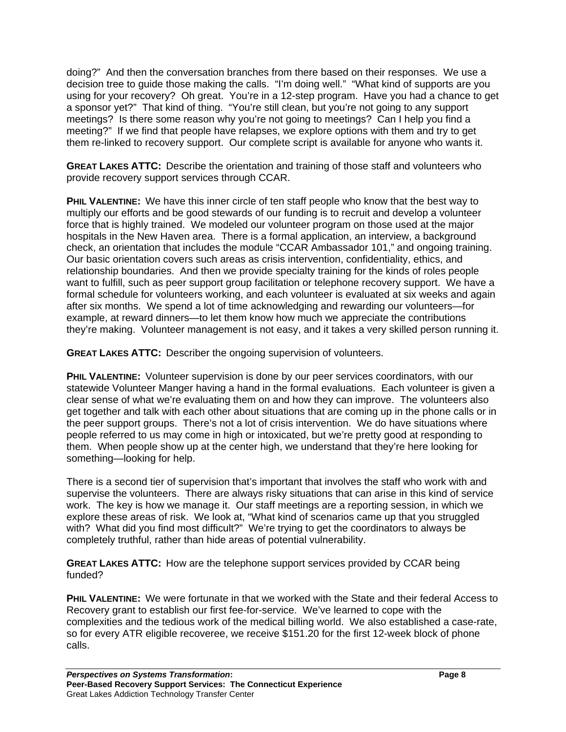doing?" And then the conversation branches from there based on their responses. We use a decision tree to guide those making the calls. "I'm doing well." "What kind of supports are you using for your recovery? Oh great. You're in a 12-step program. Have you had a chance to get a sponsor yet?" That kind of thing. "You're still clean, but you're not going to any support meetings? Is there some reason why you're not going to meetings? Can I help you find a meeting?" If we find that people have relapses, we explore options with them and try to get them re-linked to recovery support. Our complete script is available for anyone who wants it.

**GREAT LAKES ATTC:** Describe the orientation and training of those staff and volunteers who provide recovery support services through CCAR.

**PHIL VALENTINE:** We have this inner circle of ten staff people who know that the best way to multiply our efforts and be good stewards of our funding is to recruit and develop a volunteer force that is highly trained. We modeled our volunteer program on those used at the major hospitals in the New Haven area. There is a formal application, an interview, a background check, an orientation that includes the module "CCAR Ambassador 101," and ongoing training. Our basic orientation covers such areas as crisis intervention, confidentiality, ethics, and relationship boundaries. And then we provide specialty training for the kinds of roles people want to fulfill, such as peer support group facilitation or telephone recovery support. We have a formal schedule for volunteers working, and each volunteer is evaluated at six weeks and again after six months. We spend a lot of time acknowledging and rewarding our volunteers—for example, at reward dinners—to let them know how much we appreciate the contributions they're making. Volunteer management is not easy, and it takes a very skilled person running it.

**GREAT LAKES ATTC:** Describer the ongoing supervision of volunteers.

**PHIL VALENTINE:** Volunteer supervision is done by our peer services coordinators, with our statewide Volunteer Manger having a hand in the formal evaluations. Each volunteer is given a clear sense of what we're evaluating them on and how they can improve. The volunteers also get together and talk with each other about situations that are coming up in the phone calls or in the peer support groups. There's not a lot of crisis intervention. We do have situations where people referred to us may come in high or intoxicated, but we're pretty good at responding to them. When people show up at the center high, we understand that they're here looking for something—looking for help.

There is a second tier of supervision that's important that involves the staff who work with and supervise the volunteers. There are always risky situations that can arise in this kind of service work. The key is how we manage it. Our staff meetings are a reporting session, in which we explore these areas of risk. We look at, "What kind of scenarios came up that you struggled with? What did you find most difficult?" We're trying to get the coordinators to always be completely truthful, rather than hide areas of potential vulnerability.

**GREAT LAKES ATTC:** How are the telephone support services provided by CCAR being funded?

**PHIL VALENTINE:** We were fortunate in that we worked with the State and their federal Access to Recovery grant to establish our first fee-for-service. We've learned to cope with the complexities and the tedious work of the medical billing world. We also established a case-rate, so for every ATR eligible recoveree, we receive $151.20 for the first 12-week block of phone calls.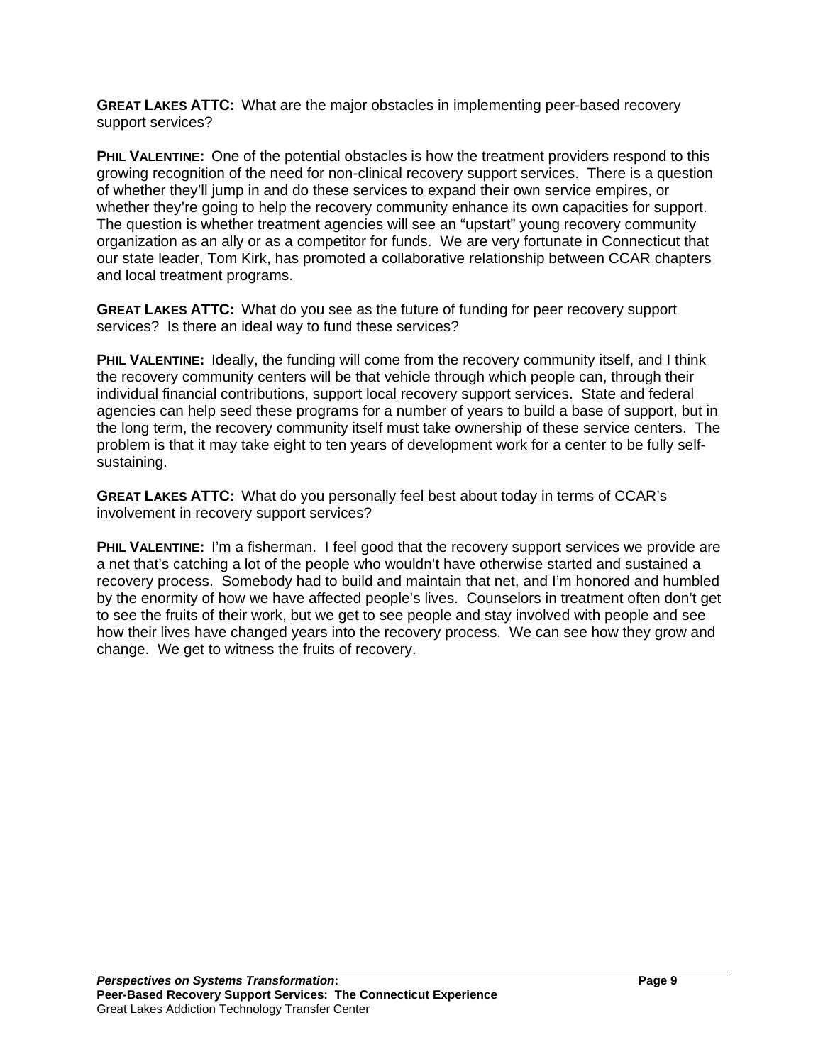**GREAT LAKES ATTC:** What are the major obstacles in implementing peer-based recovery support services?

**PHIL VALENTINE:** One of the potential obstacles is how the treatment providers respond to this growing recognition of the need for non-clinical recovery support services. There is a question of whether they'll jump in and do these services to expand their own service empires, or whether they're going to help the recovery community enhance its own capacities for support. The question is whether treatment agencies will see an "upstart" young recovery community organization as an ally or as a competitor for funds. We are very fortunate in Connecticut that our state leader, Tom Kirk, has promoted a collaborative relationship between CCAR chapters and local treatment programs.

**GREAT LAKES ATTC:** What do you see as the future of funding for peer recovery support services? Is there an ideal way to fund these services?

**PHIL VALENTINE:** Ideally, the funding will come from the recovery community itself, and I think the recovery community centers will be that vehicle through which people can, through their individual financial contributions, support local recovery support services. State and federal agencies can help seed these programs for a number of years to build a base of support, but in the long term, the recovery community itself must take ownership of these service centers. The problem is that it may take eight to ten years of development work for a center to be fully self-sustaining.

**GREAT LAKES ATTC:** What do you personally feel best about today in terms of CCAR's involvement in recovery support services?

**PHIL VALENTINE:** I'm a fisherman. I feel good that the recovery support services we provide are a net that's catching a lot of the people who wouldn't have otherwise started and sustained a recovery process. Somebody had to build and maintain that net, and I'm honored and humbled by the enormity of how we have affected people's lives. Counselors in treatment often don't get to see the fruits of their work, but we get to see people and stay involved with people and see how their lives have changed years into the recovery process. We can see how they grow and change. We get to witness the fruits of recovery.